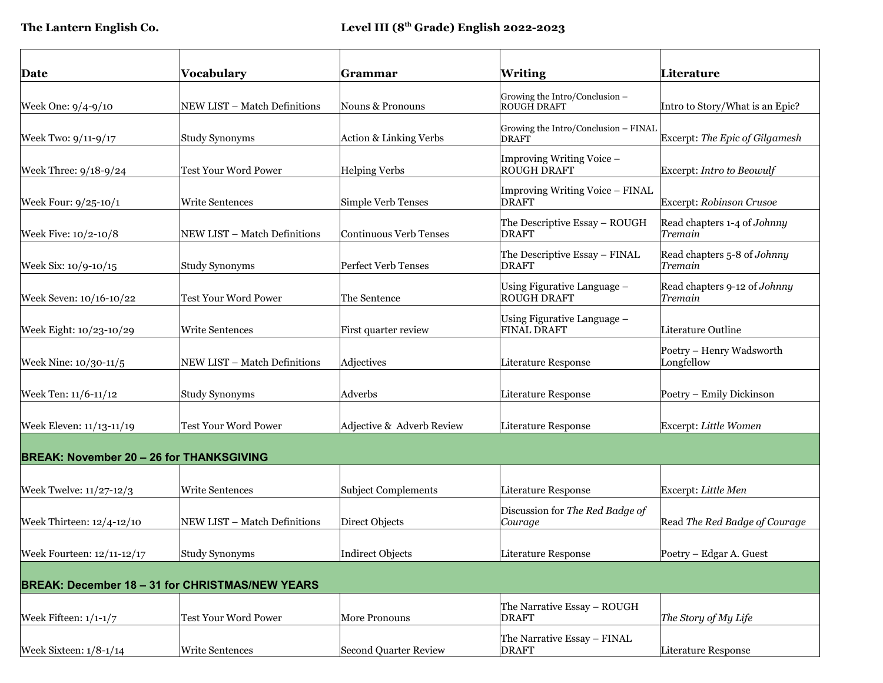**The Lantern English Co.** **Level III (8th Grade) English 2022-2023**

| Date | Vocabulary | Grammar | Writing | Literature |
|---|---|---|---|---|
| Week One: 9/4-9/10 | NEW LIST – Match Definitions | Nouns & Pronouns | Growing the Intro/Conclusion – ROUGH DRAFT | Intro to Story/What is an Epic? |
| Week Two: 9/11-9/17 | Study Synonyms | Action & Linking Verbs | Growing the Intro/Conclusion – FINAL DRAFT | Excerpt: *The Epic of Gilgamesh* |
| Week Three: 9/18-9/24 | Test Your Word Power | Helping Verbs | Improving Writing Voice – ROUGH DRAFT | Excerpt: *Intro to Beowulf* |
| Week Four: 9/25-10/1 | Write Sentences | Simple Verb Tenses | Improving Writing Voice – FINAL DRAFT | Excerpt: *Robinson Crusoe* |
| Week Five: 10/2-10/8 | NEW LIST – Match Definitions | Continuous Verb Tenses | The Descriptive Essay – ROUGH DRAFT | Read chapters 1-4 of *Johnny Tremain* |
| Week Six: 10/9-10/15 | Study Synonyms | Perfect Verb Tenses | The Descriptive Essay – FINAL DRAFT | Read chapters 5-8 of *Johnny Tremain* |
| Week Seven: 10/16-10/22 | Test Your Word Power | The Sentence | Using Figurative Language – ROUGH DRAFT | Read chapters 9-12 of *Johnny Tremain* |
| Week Eight: 10/23-10/29 | Write Sentences | First quarter review | Using Figurative Language – FINAL DRAFT | Literature Outline |
| Week Nine: 10/30-11/5 | NEW LIST – Match Definitions | Adjectives | Literature Response | Poetry – Henry Wadsworth Longfellow |
| Week Ten: 11/6-11/12 | Study Synonyms | Adverbs | Literature Response | Poetry – Emily Dickinson |
| Week Eleven: 11/13-11/19 | Test Your Word Power | Adjective & Adverb Review | Literature Response | Excerpt: *Little Women* |
| **BREAK: November 20 – 26 for THANKSGIVING** | | | | |
| Week Twelve: 11/27-12/3 | Write Sentences | Subject Complements | Literature Response | Excerpt: *Little Men* |
| Week Thirteen: 12/4-12/10 | NEW LIST – Match Definitions | Direct Objects | Discussion for *The Red Badge of Courage* | Read *The Red Badge of Courage* |
| Week Fourteen: 12/11-12/17 | Study Synonyms | Indirect Objects | Literature Response | Poetry – Edgar A. Guest |
| **BREAK: December 18 – 31 for CHRISTMAS/NEW YEARS** | | | | |
| Week Fifteen: 1/1-1/7 | Test Your Word Power | More Pronouns | The Narrative Essay – ROUGH DRAFT | *The Story of My Life* |
| Week Sixteen: 1/8-1/14 | Write Sentences | Second Quarter Review | The Narrative Essay – FINAL DRAFT | Literature Response |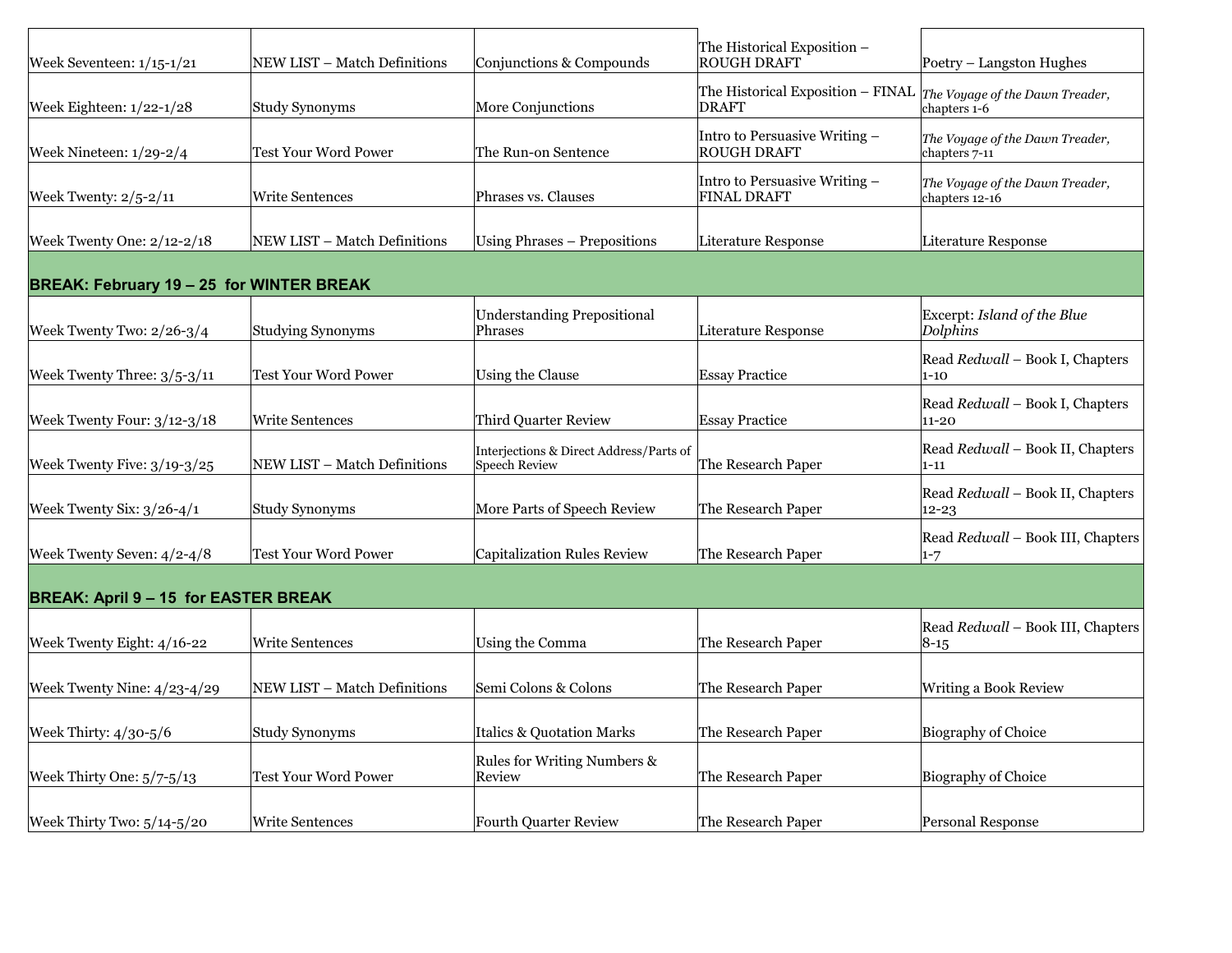| | | | | |
|---|---|---|---|---|
| Week Seventeen: 1/15-1/21 | NEW LIST – Match Definitions | Conjunctions & Compounds | The Historical Exposition – ROUGH DRAFT | Poetry – Langston Hughes |
| Week Eighteen: 1/22-1/28 | Study Synonyms | More Conjunctions | The Historical Exposition – FINAL DRAFT | *The Voyage of the Dawn Treader,* chapters 1-6 |
| Week Nineteen: 1/29-2/4 | Test Your Word Power | The Run-on Sentence | Intro to Persuasive Writing – ROUGH DRAFT | *The Voyage of the Dawn Treader,* chapters 7-11 |
| Week Twenty: 2/5-2/11 | Write Sentences | Phrases vs. Clauses | Intro to Persuasive Writing – FINAL DRAFT | *The Voyage of the Dawn Treader,* chapters 12-16 |
| Week Twenty One: 2/12-2/18 | NEW LIST – Match Definitions | Using Phrases – Prepositions | Literature Response | Literature Response |
| **BREAK: February 19 – 25 for WINTER BREAK** | | | | |
| Week Twenty Two: 2/26-3/4 | Studying Synonyms | Understanding Prepositional Phrases | Literature Response | Excerpt: *Island of the Blue Dolphins* |
| Week Twenty Three: 3/5-3/11 | Test Your Word Power | Using the Clause | Essay Practice | Read *Redwall* – Book I, Chapters 1-10 |
| Week Twenty Four: 3/12-3/18 | Write Sentences | Third Quarter Review | Essay Practice | Read *Redwall* – Book I, Chapters 11-20 |
| Week Twenty Five: 3/19-3/25 | NEW LIST – Match Definitions | Interjections & Direct Address/Parts of Speech Review | The Research Paper | Read *Redwall* – Book II, Chapters 1-11 |
| Week Twenty Six: 3/26-4/1 | Study Synonyms | More Parts of Speech Review | The Research Paper | Read *Redwall* – Book II, Chapters 12-23 |
| Week Twenty Seven: 4/2-4/8 | Test Your Word Power | Capitalization Rules Review | The Research Paper | Read *Redwall* – Book III, Chapters 1-7 |
| **BREAK: April 9 – 15 for EASTER BREAK** | | | | |
| Week Twenty Eight: 4/16-22 | Write Sentences | Using the Comma | The Research Paper | Read *Redwall* – Book III, Chapters 8-15 |
| Week Twenty Nine: 4/23-4/29 | NEW LIST – Match Definitions | Semi Colons & Colons | The Research Paper | Writing a Book Review |
| Week Thirty: 4/30-5/6 | Study Synonyms | Italics & Quotation Marks | The Research Paper | Biography of Choice |
| Week Thirty One: 5/7-5/13 | Test Your Word Power | Rules for Writing Numbers & Review | The Research Paper | Biography of Choice |
| Week Thirty Two: 5/14-5/20 | Write Sentences | Fourth Quarter Review | The Research Paper | Personal Response |